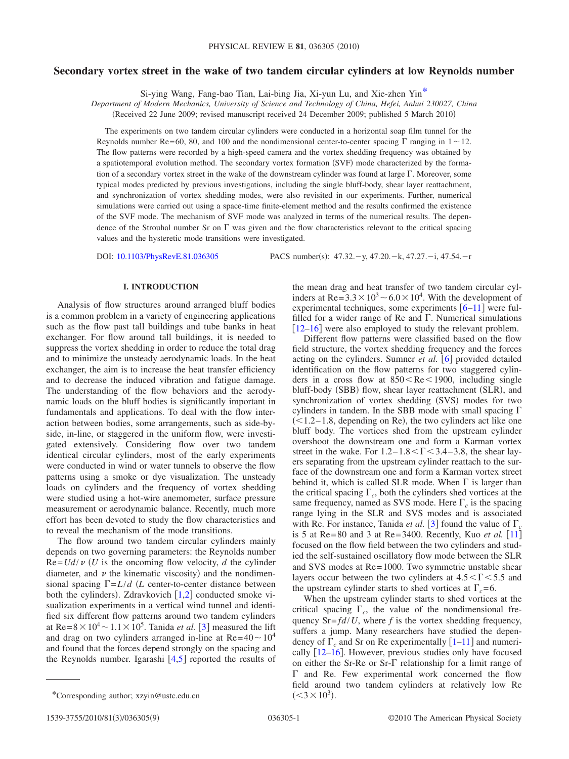# Secondary vortex street in the wake of two tandem circular cylinders at low Reynolds number

Si-ying Wang, Fang-bao Tian, Lai-bing Jia, Xi-yun Lu, and Xie-zhen Yin*

*Department of Modern Mechanics, University of Science and Technology of China, Hefei, Anhui 230027, China*

(Received 22 June 2009; revised manuscript received 24 December 2009; published 5 March 2010)

The experiments on two tandem circular cylinders were conducted in a horizontal soap film tunnel for the Reynolds number Re=60, 80, and 100 and the nondimensional center-to-center spacing $\Gamma$ ranging in $1\sim12$. The flow patterns were recorded by a high-speed camera and the vortex shedding frequency was obtained by a spatiotemporal evolution method. The secondary vortex formation (SVF) mode characterized by the formation of a secondary vortex street in the wake of the downstream cylinder was found at large $\Gamma$. Moreover, some typical modes predicted by previous investigations, including the single bluff-body, shear layer reattachment, and synchronization of vortex shedding modes, were also revisited in our experiments. Further, numerical simulations were carried out using a space-time finite-element method and the results confirmed the existence of the SVF mode. The mechanism of SVF mode was analyzed in terms of the numerical results. The dependence of the Strouhal number Sr on $\Gamma$ was given and the flow characteristics relevant to the critical spacing values and the hysteretic mode transitions were investigated.

DOI: 10.1103/PhysRevE.81.036305 PACS number(s): 47.32.−y, 47.20.−k, 47.27.−i, 47.54.−r

## I. INTRODUCTION

Analysis of flow structures around arranged bluff bodies is a common problem in a variety of engineering applications such as the flow past tall buildings and tube banks in heat exchanger. For flow around tall buildings, it is needed to suppress the vortex shedding in order to reduce the total drag and to minimize the unsteady aerodynamic loads. In the heat exchanger, the aim is to increase the heat transfer efficiency and to decrease the induced vibration and fatigue damage. The understanding of the flow behaviors and the aerodynamic loads on the bluff bodies is significantly important in fundamentals and applications. To deal with the flow interaction between bodies, some arrangements, such as side-by-side, in-line, or staggered in the uniform flow, were investigated extensively. Considering flow over two tandem identical circular cylinders, most of the early experiments were conducted in wind or water tunnels to observe the flow patterns using a smoke or dye visualization. The unsteady loads on cylinders and the frequency of vortex shedding were studied using a hot-wire anemometer, surface pressure measurement or aerodynamic balance. Recently, much more effort has been devoted to study the flow characteristics and to reveal the mechanism of the mode transitions.

The flow around two tandem circular cylinders mainly depends on two governing parameters: the Reynolds number $\mathrm{Re}=Ud/\nu$ ($U$ is the oncoming flow velocity, $d$ the cylinder diameter, and $\nu$ the kinematic viscosity) and the nondimensional spacing $\Gamma=L/d$ ($L$ center-to-center distance between both the cylinders). Zdravkovich [1,2] conducted smoke visualization experiments in a vertical wind tunnel and identified six different flow patterns around two tandem cylinders at $\mathrm{Re}=8\times10^4\sim1.1\times10^5$. Tanida *et al.* [3] measured the lift and drag on two cylinders arranged in-line at $\mathrm{Re}=40\sim10^4$ and found that the forces depend strongly on the spacing and the Reynolds number. Igarashi [4,5] reported the results of the mean drag and heat transfer of two tandem circular cylinders at $\mathrm{Re}=3.3\times10^3\sim6.0\times10^4$. With the development of experimental techniques, some experiments [6–11] were fulfilled for a wider range of Re and $\Gamma$. Numerical simulations [12–16] were also employed to study the relevant problem.

Different flow patterns were classified based on the flow field structure, the vortex shedding frequency and the forces acting on the cylinders. Sumner *et al.* [6] provided detailed identification on the flow patterns for two staggered cylinders in a cross flow at $850<\mathrm{Re}<1900$, including single bluff-body (SBB) flow, shear layer reattachment (SLR), and synchronization of vortex shedding (SVS) modes for two cylinders in tandem. In the SBB mode with small spacing $\Gamma$ ($<1.2-1.8$, depending on Re), the two cylinders act like one bluff body. The vortices shed from the upstream cylinder overshoot the downstream one and form a Karman vortex street in the wake. For $1.2-1.8<\Gamma<3.4-3.8$, the shear layers separating from the upstream cylinder reattach to the surface of the downstream one and form a Karman vortex street behind it, which is called SLR mode. When $\Gamma$ is larger than the critical spacing $\Gamma_c$, both the cylinders shed vortices at the same frequency, named as SVS mode. Here $\Gamma_c$ is the spacing range lying in the SLR and SVS modes and is associated with Re. For instance, Tanida *et al.* [3] found the value of $\Gamma_c$ is 5 at Re=80 and 3 at Re=3400. Recently, Kuo *et al.* [11] focused on the flow field between the two cylinders and studied the self-sustained oscillatory flow mode between the SLR and SVS modes at Re=1000. Two symmetric unstable shear layers occur between the two cylinders at $4.5<\Gamma<5.5$ and the upstream cylinder starts to shed vortices at $\Gamma_c=6$.

When the upstream cylinder starts to shed vortices at the critical spacing $\Gamma_c$, the value of the nondimensional frequency $\mathrm{Sr}=fd/U$, where $f$ is the vortex shedding frequency, suffers a jump. Many researchers have studied the dependency of $\Gamma_c$ and Sr on Re experimentally [1–11] and numerically [12–16]. However, previous studies only have focused on either the Sr-Re or Sr-$\Gamma$ relationship for a limit range of $\Gamma$ and Re. Few experimental work concerned the flow field around two tandem cylinders at relatively low Re ($<3\times10^3$).

*Corresponding author; xzyin@ustc.edu.cn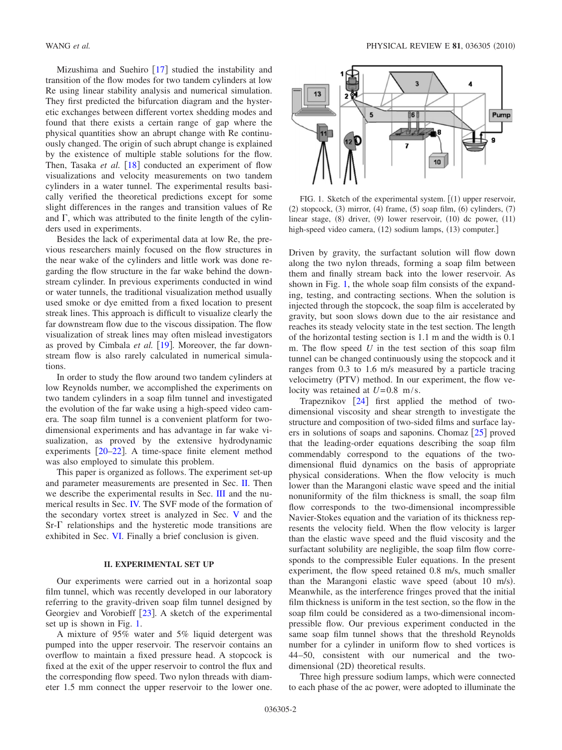Mizushima and Suehiro [17] studied the instability and transition of the flow modes for two tandem cylinders at low Re using linear stability analysis and numerical simulation. They first predicted the bifurcation diagram and the hysteretic exchanges between different vortex shedding modes and found that there exists a certain range of gap where the physical quantities show an abrupt change with Re continuously changed. The origin of such abrupt change is explained by the existence of multiple stable solutions for the flow. Then, Tasaka *et al.* [18] conducted an experiment of flow visualizations and velocity measurements on two tandem cylinders in a water tunnel. The experimental results basically verified the theoretical predictions except for some slight differences in the ranges and transition values of Re and Γ, which was attributed to the finite length of the cylinders used in experiments.

Besides the lack of experimental data at low Re, the previous researchers mainly focused on the flow structures in the near wake of the cylinders and little work was done regarding the flow structure in the far wake behind the downstream cylinder. In previous experiments conducted in wind or water tunnels, the traditional visualization method usually used smoke or dye emitted from a fixed location to present streak lines. This approach is difficult to visualize clearly the far downstream flow due to the viscous dissipation. The flow visualization of streak lines may often mislead investigators as proved by Cimbala *et al.* [19]. Moreover, the far downstream flow is also rarely calculated in numerical simulations.

In order to study the flow around two tandem cylinders at low Reynolds number, we accomplished the experiments on two tandem cylinders in a soap film tunnel and investigated the evolution of the far wake using a high-speed video camera. The soap film tunnel is a convenient platform for two-dimensional experiments and has advantage in far wake visualization, as proved by the extensive hydrodynamic experiments [20–22]. A time-space finite element method was also employed to simulate this problem.

This paper is organized as follows. The experiment set-up and parameter measurements are presented in Sec. II. Then we describe the experimental results in Sec. III and the numerical results in Sec. IV. The SVF mode of the formation of the secondary vortex street is analyzed in Sec. V and the Sr-Γ relationships and the hysteretic mode transitions are exhibited in Sec. VI. Finally a brief conclusion is given.

## II. EXPERIMENTAL SET UP

Our experiments were carried out in a horizontal soap film tunnel, which was recently developed in our laboratory referring to the gravity-driven soap film tunnel designed by Georgiev and Vorobieff [23]. A sketch of the experimental set up is shown in Fig. 1.

A mixture of 95% water and 5% liquid detergent was pumped into the upper reservoir. The reservoir contains an overflow to maintain a fixed pressure head. A stopcock is fixed at the exit of the upper reservoir to control the flux and the corresponding flow speed. Two nylon threads with diameter 1.5 mm connect the upper reservoir to the lower one.

1
2
3
4
5
6
7
8
9
10
11
12
13
Pump

FIG. 1. Sketch of the experimental system. [(1) upper reservoir, (2) stopcock, (3) mirror, (4) frame, (5) soap film, (6) cylinders, (7) linear stage, (8) driver, (9) lower reservoir, (10) dc power, (11) high-speed video camera, (12) sodium lamps, (13) computer.]

Driven by gravity, the surfactant solution will flow down along the two nylon threads, forming a soap film between them and finally stream back into the lower reservoir. As shown in Fig. 1, the whole soap film consists of the expanding, testing, and contracting sections. When the solution is injected through the stopcock, the soap film is accelerated by gravity, but soon slows down due to the air resistance and reaches its steady velocity state in the test section. The length of the horizontal testing section is 1.1 m and the width is 0.1 m. The flow speed $U$ in the test section of this soap film tunnel can be changed continuously using the stopcock and it ranges from 0.3 to 1.6 m/s measured by a particle tracing velocimetry (PTV) method. In our experiment, the flow velocity was retained at $U=0.8$ m/s.

Trapeznikov [24] first applied the method of two-dimensional viscosity and shear strength to investigate the structure and composition of two-sided films and surface layers in solutions of soaps and saponins. Chomaz [25] proved that the leading-order equations describing the soap film commendably correspond to the equations of the two-dimensional fluid dynamics on the basis of appropriate physical considerations. When the flow velocity is much lower than the Marangoni elastic wave speed and the initial nonuniformity of the film thickness is small, the soap film flow corresponds to the two-dimensional incompressible Navier-Stokes equation and the variation of its thickness represents the velocity field. When the flow velocity is larger than the elastic wave speed and the fluid viscosity and the surfactant solubility are negligible, the soap film flow corresponds to the compressible Euler equations. In the present experiment, the flow speed retained 0.8 m/s, much smaller than the Marangoni elastic wave speed (about 10 m/s). Meanwhile, as the interference fringes proved that the initial film thickness is uniform in the test section, so the flow in the soap film could be considered as a two-dimensional incompressible flow. Our previous experiment conducted in the same soap film tunnel shows that the threshold Reynolds number for a cylinder in uniform flow to shed vortices is 44–50, consistent with our numerical and the two-dimensional (2D) theoretical results.

Three high pressure sodium lamps, which were connected to each phase of the ac power, were adopted to illuminate the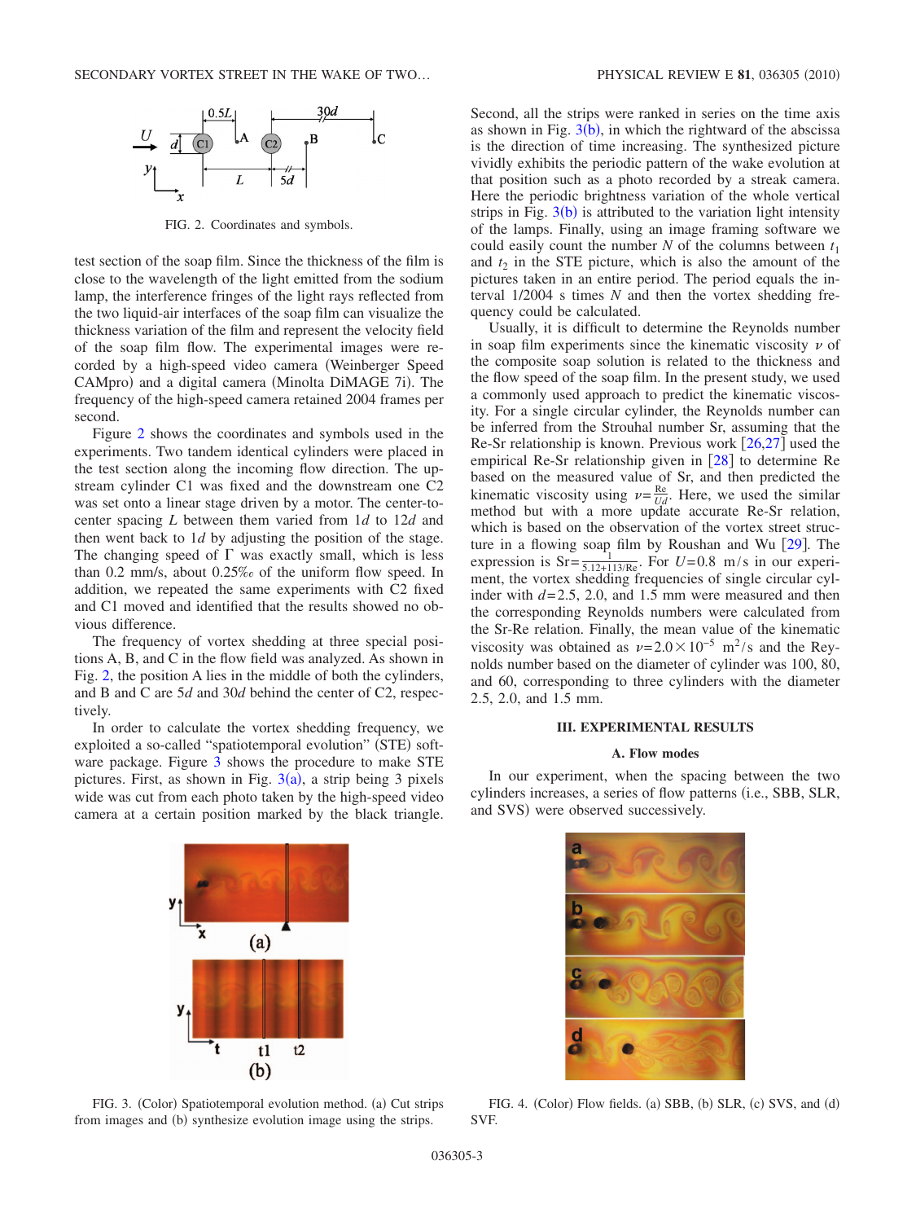FIG. 2. Coordinates and symbols.

test section of the soap film. Since the thickness of the film is close to the wavelength of the light emitted from the sodium lamp, the interference fringes of the light rays reflected from the two liquid-air interfaces of the soap film can visualize the thickness variation of the film and represent the velocity field of the soap film flow. The experimental images were recorded by a high-speed video camera (Weinberger Speed CAMpro) and a digital camera (Minolta DiMAGE 7i). The frequency of the high-speed camera retained 2004 frames per second.

Figure 2 shows the coordinates and symbols used in the experiments. Two tandem identical cylinders were placed in the test section along the incoming flow direction. The upstream cylinder C1 was fixed and the downstream one C2 was set onto a linear stage driven by a motor. The center-to-center spacing $L$ between them varied from $1d$ to $12d$ and then went back to $1d$ by adjusting the position of the stage. The changing speed of $\Gamma$ was exactly small, which is less than 0.2 mm/s, about 0.25‰ of the uniform flow speed. In addition, we repeated the same experiments with C2 fixed and C1 moved and identified that the results showed no obvious difference.

The frequency of vortex shedding at three special positions A, B, and C in the flow field was analyzed. As shown in Fig. 2, the position A lies in the middle of both the cylinders, and B and C are $5d$ and $30d$ behind the center of C2, respectively.

In order to calculate the vortex shedding frequency, we exploited a so-called "spatiotemporal evolution" (STE) software package. Figure 3 shows the procedure to make STE pictures. First, as shown in Fig. 3(a), a strip being 3 pixels wide was cut from each photo taken by the high-speed video camera at a certain position marked by the black triangle. Second, all the strips were ranked in series on the time axis as shown in Fig. 3(b), in which the rightward of the abscissa is the direction of time increasing. The synthesized picture vividly exhibits the periodic pattern of the wake evolution at that position such as a photo recorded by a streak camera. Here the periodic brightness variation of the whole vertical strips in Fig. 3(b) is attributed to the variation light intensity of the lamps. Finally, using an image framing software we could easily count the number $N$ of the columns between $t_1$ and $t_2$ in the STE picture, which is also the amount of the pictures taken in an entire period. The period equals the interval 1/2004 s times $N$ and then the vortex shedding frequency could be calculated.

Usually, it is difficult to determine the Reynolds number in soap film experiments since the kinematic viscosity $\nu$ of the composite soap solution is related to the thickness and the flow speed of the soap film. In the present study, we used a commonly used approach to predict the kinematic viscosity. For a single circular cylinder, the Reynolds number can be inferred from the Strouhal number Sr, assuming that the Re-Sr relationship is known. Previous work [26,27] used the empirical Re-Sr relationship given in [28] to determine Re based on the measured value of Sr, and then predicted the kinematic viscosity using $\nu = \frac{\mathrm{Re}}{Ud}$. Here, we used the similar method but with a more update accurate Re-Sr relation, which is based on the observation of the vortex street structure in a flowing soap film by Roushan and Wu [29]. The expression is $\mathrm{Sr} = \frac{1}{5.12 + 113/\mathrm{Re}}$. For $U = 0.8$ m/s in our experiment, the vortex shedding frequencies of single circular cylinder with $d = 2.5$, 2.0, and 1.5 mm were measured and then the corresponding Reynolds numbers were calculated from the Sr-Re relation. Finally, the mean value of the kinematic viscosity was obtained as $\nu = 2.0 \times 10^{-5}$ m$^2$/s and the Reynolds number based on the diameter of cylinder was 100, 80, and 60, corresponding to three cylinders with the diameter 2.5, 2.0, and 1.5 mm.

## III. EXPERIMENTAL RESULTS

### A. Flow modes

In our experiment, when the spacing between the two cylinders increases, a series of flow patterns (i.e., SBB, SLR, and SVS) were observed successively.

FIG. 3. (Color) Spatiotemporal evolution method. (a) Cut strips from images and (b) synthesize evolution image using the strips.

FIG. 4. (Color) Flow fields. (a) SBB, (b) SLR, (c) SVS, and (d) SVF.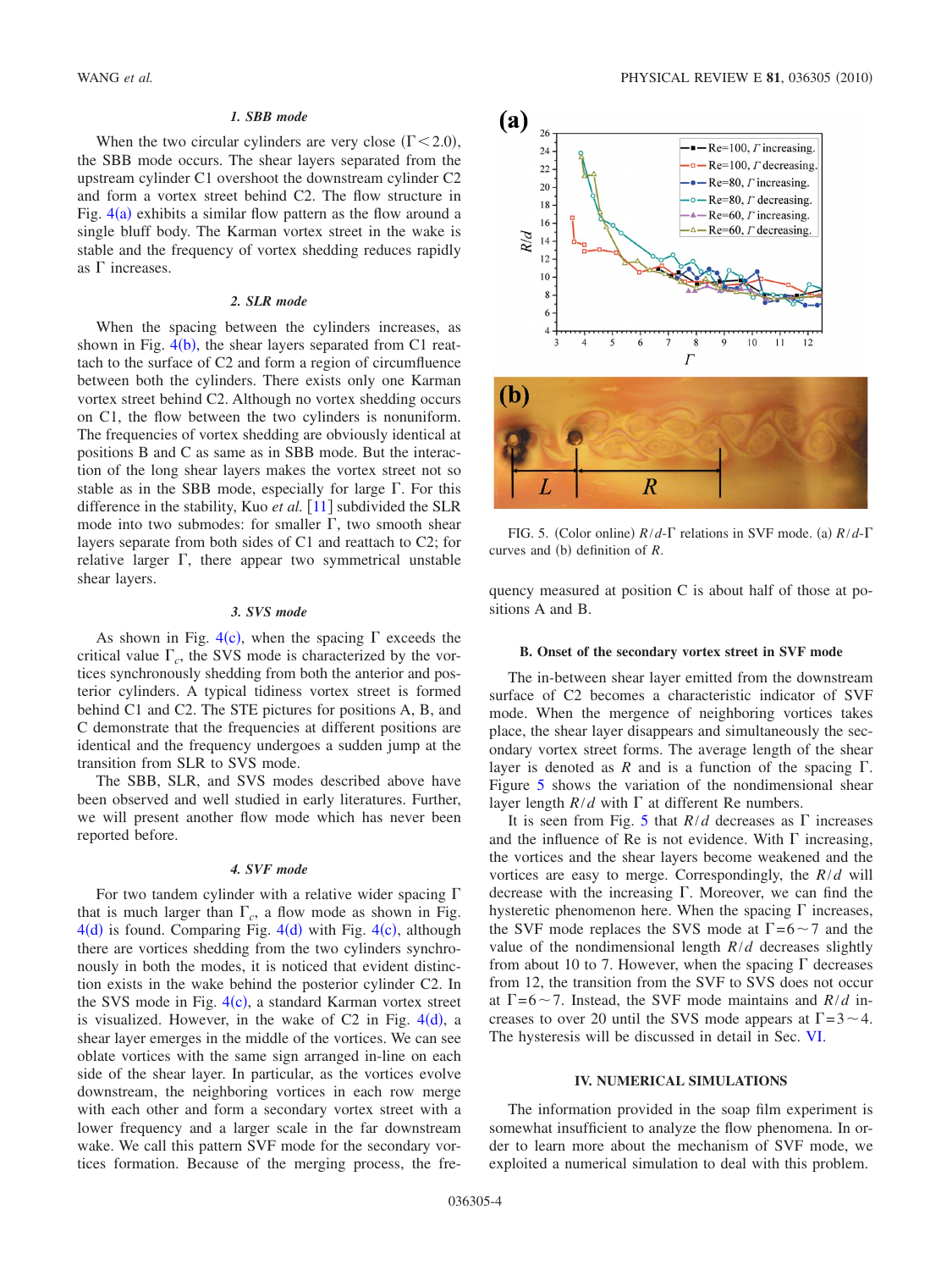#### 1. SBB mode

When the two circular cylinders are very close ($\Gamma < 2.0$), the SBB mode occurs. The shear layers separated from the upstream cylinder C1 overshoot the downstream cylinder C2 and form a vortex street behind C2. The flow structure in Fig. 4(a) exhibits a similar flow pattern as the flow around a single bluff body. The Karman vortex street in the wake is stable and the frequency of vortex shedding reduces rapidly as $\Gamma$ increases.

#### 2. SLR mode

When the spacing between the cylinders increases, as shown in Fig. 4(b), the shear layers separated from C1 reattach to the surface of C2 and form a region of circumfluence between both the cylinders. There exists only one Karman vortex street behind C2. Although no vortex shedding occurs on C1, the flow between the two cylinders is nonuniform. The frequencies of vortex shedding are obviously identical at positions B and C as same as in SBB mode. But the interaction of the long shear layers makes the vortex street not so stable as in the SBB mode, especially for large $\Gamma$. For this difference in the stability, Kuo *et al.* [11] subdivided the SLR mode into two submodes: for smaller $\Gamma$, two smooth shear layers separate from both sides of C1 and reattach to C2; for relative larger $\Gamma$, there appear two symmetrical unstable shear layers.

#### 3. SVS mode

As shown in Fig. 4(c), when the spacing $\Gamma$ exceeds the critical value $\Gamma_c$, the SVS mode is characterized by the vortices synchronously shedding from both the anterior and posterior cylinders. A typical tidiness vortex street is formed behind C1 and C2. The STE pictures for positions A, B, and C demonstrate that the frequencies at different positions are identical and the frequency undergoes a sudden jump at the transition from SLR to SVS mode.

The SBB, SLR, and SVS modes described above have been observed and well studied in early literatures. Further, we will present another flow mode which has never been reported before.

#### 4. SVF mode

For two tandem cylinder with a relative wider spacing $\Gamma$ that is much larger than $\Gamma_c$, a flow mode as shown in Fig. 4(d) is found. Comparing Fig. 4(d) with Fig. 4(c), although there are vortices shedding from the two cylinders synchronously in both the modes, it is noticed that evident distinction exists in the wake behind the posterior cylinder C2. In the SVS mode in Fig. 4(c), a standard Karman vortex street is visualized. However, in the wake of C2 in Fig. 4(d), a shear layer emerges in the middle of the vortices. We can see oblate vortices with the same sign arranged in-line on each side of the shear layer. In particular, as the vortices evolve downstream, the neighboring vortices in each row merge with each other and form a secondary vortex street with a lower frequency and a larger scale in the far downstream wake. We call this pattern SVF mode for the secondary vortices formation. Because of the merging process, the frequency measured at position C is about half of those at positions A and B.

FIG. 5. (Color online) $R/d$-$\Gamma$ relations in SVF mode. (a) $R/d$-$\Gamma$ curves and (b) definition of $R$.

### B. Onset of the secondary vortex street in SVF mode

The in-between shear layer emitted from the downstream surface of C2 becomes a characteristic indicator of SVF mode. When the mergence of neighboring vortices takes place, the shear layer disappears and simultaneously the secondary vortex street forms. The average length of the shear layer is denoted as $R$ and is a function of the spacing $\Gamma$. Figure 5 shows the variation of the nondimensional shear layer length $R/d$ with $\Gamma$ at different Re numbers.

It is seen from Fig. 5 that $R/d$ decreases as $\Gamma$ increases and the influence of Re is not evidence. With $\Gamma$ increasing, the vortices and the shear layers become weakened and the vortices are easy to merge. Correspondingly, the $R/d$ will decrease with the increasing $\Gamma$. Moreover, we can find the hysteretic phenomenon here. When the spacing $\Gamma$ increases, the SVF mode replaces the SVS mode at $\Gamma = 6 \sim 7$ and the value of the nondimensional length $R/d$ decreases slightly from about 10 to 7. However, when the spacing $\Gamma$ decreases from 12, the transition from the SVF to SVS does not occur at $\Gamma = 6 \sim 7$. Instead, the SVF mode maintains and $R/d$ increases to over 20 until the SVS mode appears at $\Gamma = 3 \sim 4$. The hysteresis will be discussed in detail in Sec. VI.

## IV. NUMERICAL SIMULATIONS

The information provided in the soap film experiment is somewhat insufficient to analyze the flow phenomena. In order to learn more about the mechanism of SVF mode, we exploited a numerical simulation to deal with this problem.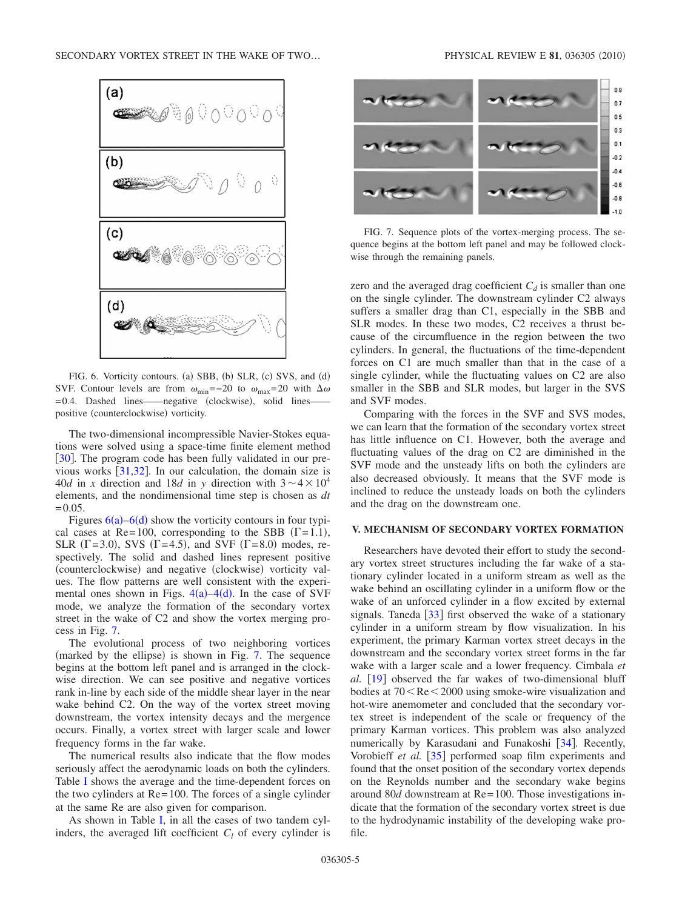FIG. 6. Vorticity contours. (a) SBB, (b) SLR, (c) SVS, and (d) SVF. Contour levels are from $\omega_{\min}=-20$ to $\omega_{\max}=20$ with $\Delta\omega=0.4$. Dashed lines——negative (clockwise), solid lines——positive (counterclockwise) vorticity.

The two-dimensional incompressible Navier-Stokes equations were solved using a space-time finite element method [30]. The program code has been fully validated in our previous works [31,32]. In our calculation, the domain size is $40d$ in $x$ direction and $18d$ in $y$ direction with $3\sim4\times10^4$ elements, and the nondimensional time step is chosen as $dt=0.05$.

Figures 6(a)–6(d) show the vorticity contours in four typical cases at Re=100, corresponding to the SBB ($\Gamma=1.1$), SLR ($\Gamma=3.0$), SVS ($\Gamma=4.5$), and SVF ($\Gamma=8.0$) modes, respectively. The solid and dashed lines represent positive (counterclockwise) and negative (clockwise) vorticity values. The flow patterns are well consistent with the experimental ones shown in Figs. 4(a)–4(d). In the case of SVF mode, we analyze the formation of the secondary vortex street in the wake of C2 and show the vortex merging process in Fig. 7.

The evolutional process of two neighboring vortices (marked by the ellipse) is shown in Fig. 7. The sequence begins at the bottom left panel and is arranged in the clockwise direction. We can see positive and negative vortices rank in-line by each side of the middle shear layer in the near wake behind C2. On the way of the vortex street moving downstream, the vortex intensity decays and the mergence occurs. Finally, a vortex street with larger scale and lower frequency forms in the far wake.

The numerical results also indicate that the flow modes seriously affect the aerodynamic loads on both the cylinders. Table I shows the average and the time-dependent forces on the two cylinders at Re=100. The forces of a single cylinder at the same Re are also given for comparison.

As shown in Table I, in all the cases of two tandem cylinders, the averaged lift coefficient $C_l$ of every cylinder is zero and the averaged drag coefficient $C_d$ is smaller than one on the single cylinder. The downstream cylinder C2 always suffers a smaller drag than C1, especially in the SBB and SLR modes. In these two modes, C2 receives a thrust because of the circumfluence in the region between the two cylinders. In general, the fluctuations of the time-dependent forces on C1 are much smaller than that in the case of a single cylinder, while the fluctuating values on C2 are also smaller in the SBB and SLR modes, but larger in the SVS and SVF modes.

FIG. 7. Sequence plots of the vortex-merging process. The sequence begins at the bottom left panel and may be followed clockwise through the remaining panels.

Comparing with the forces in the SVF and SVS modes, we can learn that the formation of the secondary vortex street has little influence on C1. However, both the average and fluctuating values of the drag on C2 are diminished in the SVF mode and the unsteady lifts on both the cylinders are also decreased obviously. It means that the SVF mode is inclined to reduce the unsteady loads on both the cylinders and the drag on the downstream one.

## V. MECHANISM OF SECONDARY VORTEX FORMATION

Researchers have devoted their effort to study the secondary vortex street structures including the far wake of a stationary cylinder located in a uniform stream as well as the wake behind an oscillating cylinder in a uniform flow or the wake of an unforced cylinder in a flow excited by external signals. Taneda [33] first observed the wake of a stationary cylinder in a uniform stream by flow visualization. In his experiment, the primary Karman vortex street decays in the downstream and the secondary vortex street forms in the far wake with a larger scale and a lower frequency. Cimbala *et al.* [19] observed the far wakes of two-dimensional bluff bodies at $70<\mathrm{Re}<2000$ using smoke-wire visualization and hot-wire anemometer and concluded that the secondary vortex street is independent of the scale or frequency of the primary Karman vortices. This problem was also analyzed numerically by Karasudani and Funakoshi [34]. Recently, Vorobieff *et al.* [35] performed soap film experiments and found that the onset position of the secondary vortex depends on the Reynolds number and the secondary wake begins around $80d$ downstream at Re=100. Those investigations indicate that the formation of the secondary vortex street is due to the hydrodynamic instability of the developing wake profile.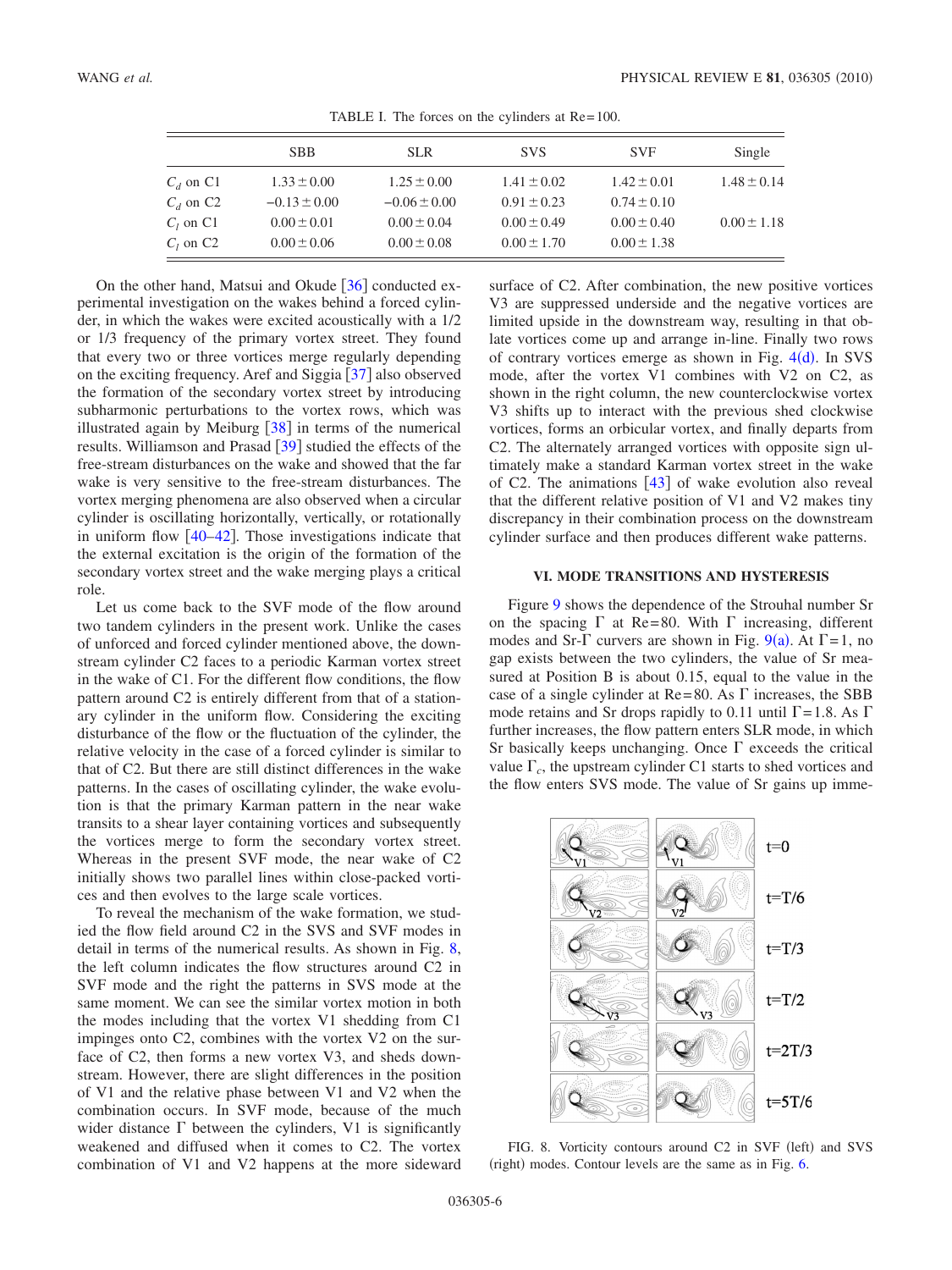TABLE I. The forces on the cylinders at Re=100.

|  | SBB | SLR | SVS | SVF | Single |
|---|---|---|---|---|---|
| $C_d$ on C1 | $1.33 \pm 0.00$ | $1.25 \pm 0.00$ | $1.41 \pm 0.02$ | $1.42 \pm 0.01$ | $1.48 \pm 0.14$ |
| $C_d$ on C2 | $-0.13 \pm 0.00$ | $-0.06 \pm 0.00$ | $0.91 \pm 0.23$ | $0.74 \pm 0.10$ |  |
| $C_l$ on C1 | $0.00 \pm 0.01$ | $0.00 \pm 0.04$ | $0.00 \pm 0.49$ | $0.00 \pm 0.40$ | $0.00 \pm 1.18$ |
| $C_l$ on C2 | $0.00 \pm 0.06$ | $0.00 \pm 0.08$ | $0.00 \pm 1.70$ | $0.00 \pm 1.38$ |  |

On the other hand, Matsui and Okude [36] conducted experimental investigation on the wakes behind a forced cylinder, in which the wakes were excited acoustically with a 1/2 or 1/3 frequency of the primary vortex street. They found that every two or three vortices merge regularly depending on the exciting frequency. Aref and Siggia [37] also observed the formation of the secondary vortex street by introducing subharmonic perturbations to the vortex rows, which was illustrated again by Meiburg [38] in terms of the numerical results. Williamson and Prasad [39] studied the effects of the free-stream disturbances on the wake and showed that the far wake is very sensitive to the free-stream disturbances. The vortex merging phenomena are also observed when a circular cylinder is oscillating horizontally, vertically, or rotationally in uniform flow [40–42]. Those investigations indicate that the external excitation is the origin of the formation of the secondary vortex street and the wake merging plays a critical role.

Let us come back to the SVF mode of the flow around two tandem cylinders in the present work. Unlike the cases of unforced and forced cylinder mentioned above, the downstream cylinder C2 faces to a periodic Karman vortex street in the wake of C1. For the different flow conditions, the flow pattern around C2 is entirely different from that of a stationary cylinder in the uniform flow. Considering the exciting disturbance of the flow or the fluctuation of the cylinder, the relative velocity in the case of a forced cylinder is similar to that of C2. But there are still distinct differences in the wake patterns. In the cases of oscillating cylinder, the wake evolution is that the primary Karman pattern in the near wake transits to a shear layer containing vortices and subsequently the vortices merge to form the secondary vortex street. Whereas in the present SVF mode, the near wake of C2 initially shows two parallel lines within close-packed vortices and then evolves to the large scale vortices.

To reveal the mechanism of the wake formation, we studied the flow field around C2 in the SVS and SVF modes in detail in terms of the numerical results. As shown in Fig. 8, the left column indicates the flow structures around C2 in SVF mode and the right the patterns in SVS mode at the same moment. We can see the similar vortex motion in both the modes including that the vortex V1 shedding from C1 impinges onto C2, combines with the vortex V2 on the surface of C2, then forms a new vortex V3, and sheds downstream. However, there are slight differences in the position of V1 and the relative phase between V1 and V2 when the combination occurs. In SVF mode, because of the much wider distance $\Gamma$ between the cylinders, V1 is significantly weakened and diffused when it comes to C2. The vortex combination of V1 and V2 happens at the more sideward surface of C2. After combination, the new positive vortices V3 are suppressed underside and the negative vortices are limited upside in the downstream way, resulting in that oblate vortices come up and arrange in-line. Finally two rows of contrary vortices emerge as shown in Fig. 4(d). In SVS mode, after the vortex V1 combines with V2 on C2, as shown in the right column, the new counterclockwise vortex V3 shifts up to interact with the previous shed clockwise vortices, forms an orbicular vortex, and finally departs from C2. The alternately arranged vortices with opposite sign ultimately make a standard Karman vortex street in the wake of C2. The animations [43] of wake evolution also reveal that the different relative position of V1 and V2 makes tiny discrepancy in their combination process on the downstream cylinder surface and then produces different wake patterns.

## VI. MODE TRANSITIONS AND HYSTERESIS

Figure 9 shows the dependence of the Strouhal number Sr on the spacing $\Gamma$ at Re=80. With $\Gamma$ increasing, different modes and Sr-$\Gamma$ curvers are shown in Fig. 9(a). At $\Gamma=1$, no gap exists between the two cylinders, the value of Sr measured at Position B is about 0.15, equal to the value in the case of a single cylinder at Re=80. As $\Gamma$ increases, the SBB mode retains and Sr drops rapidly to 0.11 until $\Gamma=1.8$. As $\Gamma$ further increases, the flow pattern enters SLR mode, in which Sr basically keeps unchanging. Once $\Gamma$ exceeds the critical value $\Gamma_c$, the upstream cylinder C1 starts to shed vortices and the flow enters SVS mode. The value of Sr gains up imme-

FIG. 8. Vorticity contours around C2 in SVF (left) and SVS (right) modes. Contour levels are the same as in Fig. 6.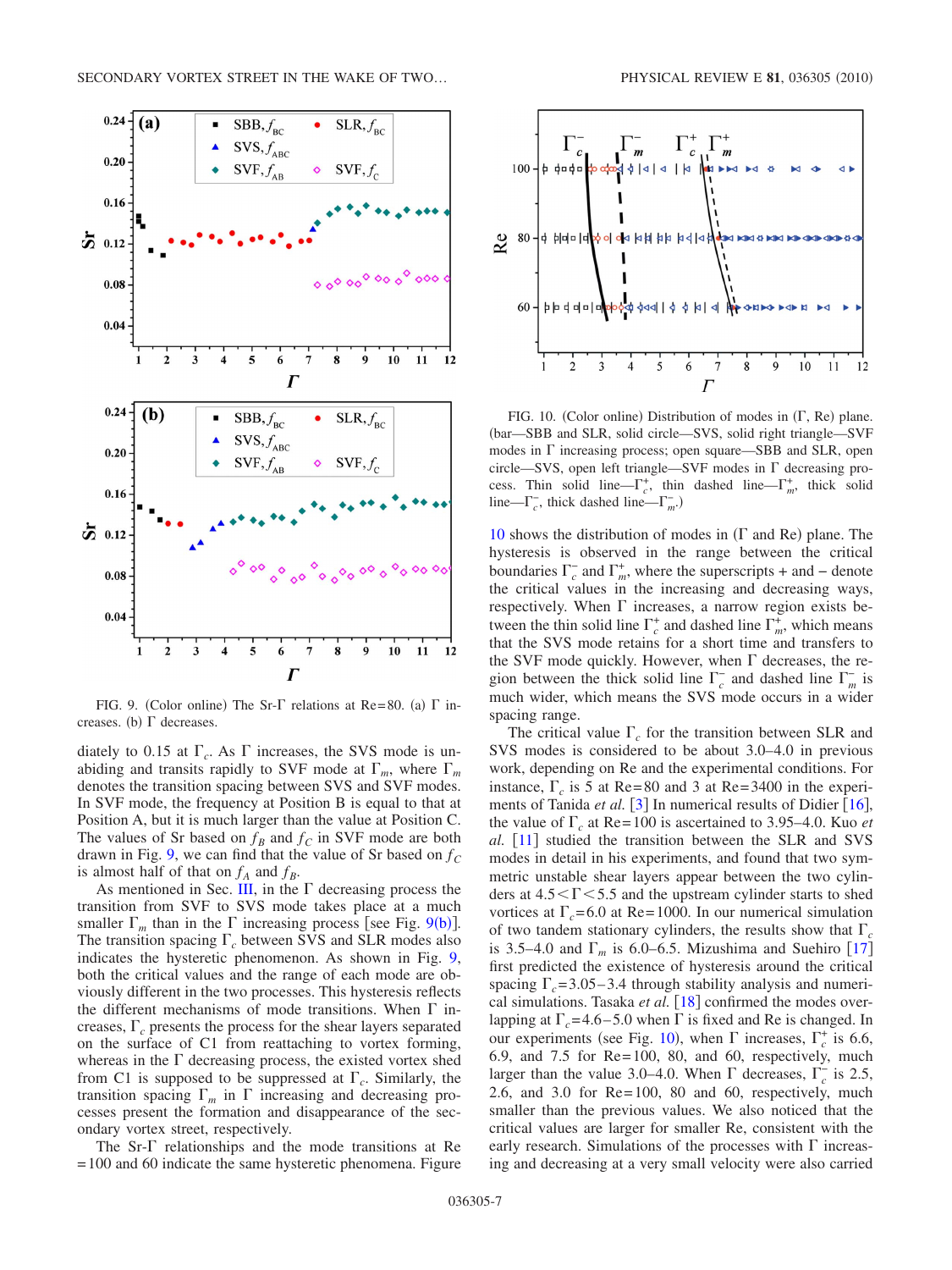FIG. 9. (Color online) The Sr-Γ relations at Re=80. (a) Γ increases. (b) Γ decreases.

FIG. 10. (Color online) Distribution of modes in (Γ, Re) plane. (bar—SBB and SLR, solid circle—SVS, solid right triangle—SVF modes in Γ increasing process; open square—SBB and SLR, open circle—SVS, open left triangle—SVF modes in Γ decreasing process. Thin solid line—$\Gamma_c^+$, thin dashed line—$\Gamma_m^+$, thick solid line—$\Gamma_c^-$, thick dashed line—$\Gamma_m^-$.)

diately to 0.15 at $\Gamma_c$. As Γ increases, the SVS mode is unabiding and transits rapidly to SVF mode at $\Gamma_m$, where $\Gamma_m$ denotes the transition spacing between SVS and SVF modes. In SVF mode, the frequency at Position B is equal to that at Position A, but it is much larger than the value at Position C. The values of Sr based on $f_B$ and $f_C$ in SVF mode are both drawn in Fig. 9, we can find that the value of Sr based on $f_C$ is almost half of that on $f_A$ and $f_B$.

As mentioned in Sec. III, in the Γ decreasing process the transition from SVF to SVS mode takes place at a much smaller $\Gamma_m$ than in the Γ increasing process [see Fig. 9(b)]. The transition spacing $\Gamma_c$ between SVS and SLR modes also indicates the hysteretic phenomenon. As shown in Fig. 9, both the critical values and the range of each mode are obviously different in the two processes. This hysteresis reflects the different mechanisms of mode transitions. When Γ increases, $\Gamma_c$ presents the process for the shear layers separated on the surface of C1 from reattaching to vortex forming, whereas in the Γ decreasing process, the existed vortex shed from C1 is supposed to be suppressed at $\Gamma_c$. Similarly, the transition spacing $\Gamma_m$ in Γ increasing and decreasing processes present the formation and disappearance of the secondary vortex street, respectively.

The Sr-Γ relationships and the mode transitions at Re =100 and 60 indicate the same hysteretic phenomena. Figure 10 shows the distribution of modes in (Γ and Re) plane. The hysteresis is observed in the range between the critical boundaries $\Gamma_c^-$ and $\Gamma_m^+$, where the superscripts + and − denote the critical values in the increasing and decreasing ways, respectively. When Γ increases, a narrow region exists between the thin solid line $\Gamma_c^+$ and dashed line $\Gamma_m^+$, which means that the SVS mode retains for a short time and transfers to the SVF mode quickly. However, when Γ decreases, the region between the thick solid line $\Gamma_c^-$ and dashed line $\Gamma_m^-$ is much wider, which means the SVS mode occurs in a wider spacing range.

The critical value $\Gamma_c$ for the transition between SLR and SVS modes is considered to be about 3.0–4.0 in previous work, depending on Re and the experimental conditions. For instance, $\Gamma_c$ is 5 at Re=80 and 3 at Re=3400 in the experiments of Tanida *et al.* [3] In numerical results of Didier [16], the value of $\Gamma_c$ at Re=100 is ascertained to 3.95–4.0. Kuo *et al.* [11] studied the transition between the SLR and SVS modes in detail in his experiments, and found that two symmetric unstable shear layers appear between the two cylinders at $4.5<\Gamma<5.5$ and the upstream cylinder starts to shed vortices at $\Gamma_c=6.0$ at Re=1000. In our numerical simulation of two tandem stationary cylinders, the results show that $\Gamma_c$ is 3.5–4.0 and $\Gamma_m$ is 6.0–6.5. Mizushima and Suehiro [17] first predicted the existence of hysteresis around the critical spacing $\Gamma_c=3.05$–3.4 through stability analysis and numerical simulations. Tasaka *et al.* [18] confirmed the modes overlapping at $\Gamma_c=4.6$–5.0 when Γ is fixed and Re is changed. In our experiments (see Fig. 10), when Γ increases, $\Gamma_c^+$ is 6.6, 6.9, and 7.5 for Re=100, 80, and 60, respectively, much larger than the value 3.0–4.0. When Γ decreases, $\Gamma_c^-$ is 2.5, 2.6, and 3.0 for Re=100, 80 and 60, respectively, much smaller than the previous values. We also noticed that the critical values are larger for smaller Re, consistent with the early research. Simulations of the processes with Γ increasing and decreasing at a very small velocity were also carried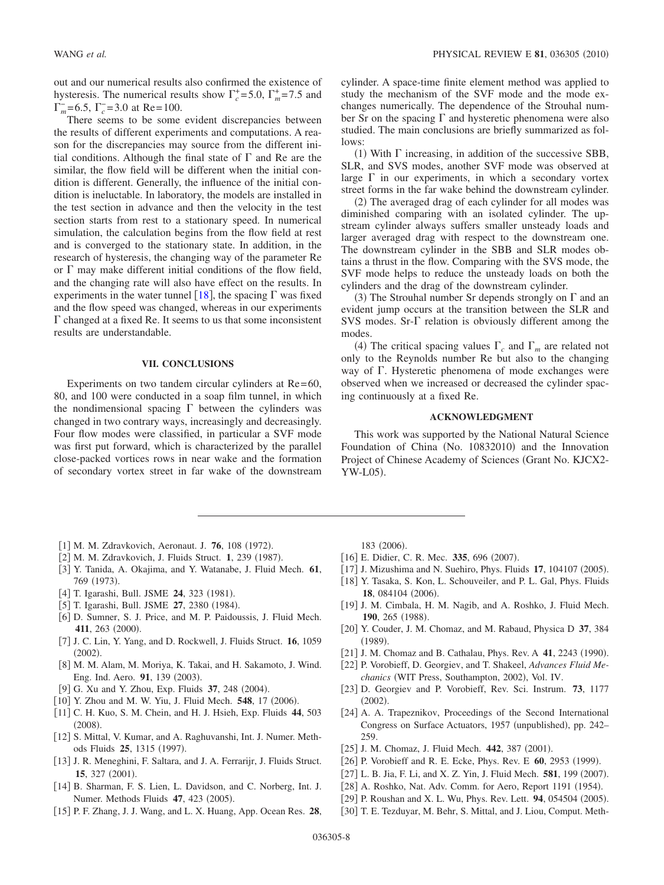out and our numerical results also confirmed the existence of hysteresis. The numerical results show $\Gamma_c^+=5.0$, $\Gamma_m^+=7.5$ and $\Gamma_m^-=6.5$, $\Gamma_c^-=3.0$ at Re=100.

There seems to be some evident discrepancies between the results of different experiments and computations. A reason for the discrepancies may source from the different initial conditions. Although the final state of $\Gamma$ and Re are the similar, the flow field will be different when the initial condition is different. Generally, the influence of the initial condition is ineluctable. In laboratory, the models are installed in the test section in advance and then the velocity in the test section starts from rest to a stationary speed. In numerical simulation, the calculation begins from the flow field at rest and is converged to the stationary state. In addition, in the research of hysteresis, the changing way of the parameter Re or $\Gamma$ may make different initial conditions of the flow field, and the changing rate will also have effect on the results. In experiments in the water tunnel [18], the spacing $\Gamma$ was fixed and the flow speed was changed, whereas in our experiments $\Gamma$ changed at a fixed Re. It seems to us that some inconsistent results are understandable.

## VII. CONCLUSIONS

Experiments on two tandem circular cylinders at Re=60, 80, and 100 were conducted in a soap film tunnel, in which the nondimensional spacing $\Gamma$ between the cylinders was changed in two contrary ways, increasingly and decreasingly. Four flow modes were classified, in particular a SVF mode was first put forward, which is characterized by the parallel close-packed vortices rows in near wake and the formation of secondary vortex street in far wake of the downstream cylinder. A space-time finite element method was applied to study the mechanism of the SVF mode and the mode exchanges numerically. The dependence of the Strouhal number Sr on the spacing $\Gamma$ and hysteretic phenomena were also studied. The main conclusions are briefly summarized as follows:

(1) With $\Gamma$ increasing, in addition of the successive SBB, SLR, and SVS modes, another SVF mode was observed at large $\Gamma$ in our experiments, in which a secondary vortex street forms in the far wake behind the downstream cylinder.

(2) The averaged drag of each cylinder for all modes was diminished comparing with an isolated cylinder. The upstream cylinder always suffers smaller unsteady loads and larger averaged drag with respect to the downstream one. The downstream cylinder in the SBB and SLR modes obtains a thrust in the flow. Comparing with the SVS mode, the SVF mode helps to reduce the unsteady loads on both the cylinders and the drag of the downstream cylinder.

(3) The Strouhal number Sr depends strongly on $\Gamma$ and an evident jump occurs at the transition between the SLR and SVS modes. Sr-$\Gamma$ relation is obviously different among the modes.

(4) The critical spacing values $\Gamma_c$ and $\Gamma_m$ are related not only to the Reynolds number Re but also to the changing way of $\Gamma$. Hysteretic phenomena of mode exchanges were observed when we increased or decreased the cylinder spacing continuously at a fixed Re.

## ACKNOWLEDGMENT

This work was supported by the National Natural Science Foundation of China (No. 10832010) and the Innovation Project of Chinese Academy of Sciences (Grant No. KJCX2-YW-L05).

---

[1] M. M. Zdravkovich, Aeronaut. J. **76**, 108 (1972).
[2] M. M. Zdravkovich, J. Fluids Struct. **1**, 239 (1987).
[3] Y. Tanida, A. Okajima, and Y. Watanabe, J. Fluid Mech. **61**, 769 (1973).
[4] T. Igarashi, Bull. JSME **24**, 323 (1981).
[5] T. Igarashi, Bull. JSME **27**, 2380 (1984).
[6] D. Sumner, S. J. Price, and M. P. Paidoussis, J. Fluid Mech. **411**, 263 (2000).
[7] J. C. Lin, Y. Yang, and D. Rockwell, J. Fluids Struct. **16**, 1059 (2002).
[8] M. M. Alam, M. Moriya, K. Takai, and H. Sakamoto, J. Wind. Eng. Ind. Aero. **91**, 139 (2003).
[9] G. Xu and Y. Zhou, Exp. Fluids **37**, 248 (2004).
[10] Y. Zhou and M. W. Yiu, J. Fluid Mech. **548**, 17 (2006).
[11] C. H. Kuo, S. M. Chein, and H. J. Hsieh, Exp. Fluids **44**, 503 (2008).
[12] S. Mittal, V. Kumar, and A. Raghuvanshi, Int. J. Numer. Methods Fluids **25**, 1315 (1997).
[13] J. R. Meneghini, F. Saltara, and J. A. Ferrarijr, J. Fluids Struct. **15**, 327 (2001).
[14] B. Sharman, F. S. Lien, L. Davidson, and C. Norberg, Int. J. Numer. Methods Fluids **47**, 423 (2005).
[15] P. F. Zhang, J. J. Wang, and L. X. Huang, App. Ocean Res. **28**, 183 (2006).
[16] E. Didier, C. R. Mec. **335**, 696 (2007).
[17] J. Mizushima and N. Suehiro, Phys. Fluids **17**, 104107 (2005).
[18] Y. Tasaka, S. Kon, L. Schouveiler, and P. L. Gal, Phys. Fluids **18**, 084104 (2006).
[19] J. M. Cimbala, H. M. Nagib, and A. Roshko, J. Fluid Mech. **190**, 265 (1988).
[20] Y. Couder, J. M. Chomaz, and M. Rabaud, Physica D **37**, 384 (1989).
[21] J. M. Chomaz and B. Cathalau, Phys. Rev. A **41**, 2243 (1990).
[22] P. Vorobieff, D. Georgiev, and T. Shakeel, *Advances Fluid Mechanics* (WIT Press, Southampton, 2002), Vol. IV.
[23] D. Georgiev and P. Vorobieff, Rev. Sci. Instrum. **73**, 1177 (2002).
[24] A. A. Trapeznikov, Proceedings of the Second International Congress on Surface Actuators, 1957 (unpublished), pp. 242–259.
[25] J. M. Chomaz, J. Fluid Mech. **442**, 387 (2001).
[26] P. Vorobieff and R. E. Ecke, Phys. Rev. E **60**, 2953 (1999).
[27] L. B. Jia, F. Li, and X. Z. Yin, J. Fluid Mech. **581**, 199 (2007).
[28] A. Roshko, Nat. Adv. Comm. for Aero, Report 1191 (1954).
[29] P. Roushan and X. L. Wu, Phys. Rev. Lett. **94**, 054504 (2005).
[30] T. E. Tezduyar, M. Behr, S. Mittal, and J. Liou, Comput. Meth-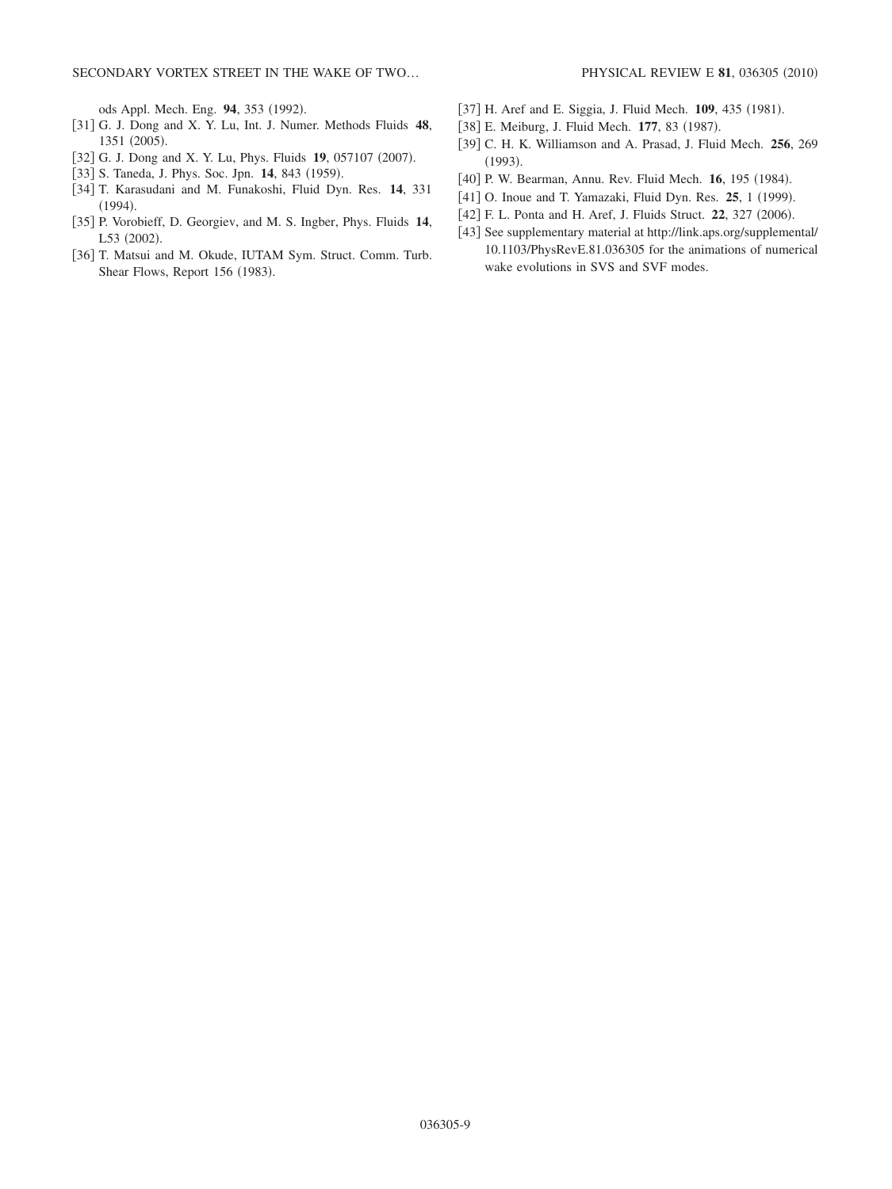ods Appl. Mech. Eng. **94**, 353 (1992).

[31] G. J. Dong and X. Y. Lu, Int. J. Numer. Methods Fluids **48**, 1351 (2005).

[32] G. J. Dong and X. Y. Lu, Phys. Fluids **19**, 057107 (2007).

[33] S. Taneda, J. Phys. Soc. Jpn. **14**, 843 (1959).

[34] T. Karasudani and M. Funakoshi, Fluid Dyn. Res. **14**, 331 (1994).

[35] P. Vorobieff, D. Georgiev, and M. S. Ingber, Phys. Fluids **14**, L53 (2002).

[36] T. Matsui and M. Okude, IUTAM Sym. Struct. Comm. Turb. Shear Flows, Report 156 (1983).

[37] H. Aref and E. Siggia, J. Fluid Mech. **109**, 435 (1981).

[38] E. Meiburg, J. Fluid Mech. **177**, 83 (1987).

[39] C. H. K. Williamson and A. Prasad, J. Fluid Mech. **256**, 269 (1993).

[40] P. W. Bearman, Annu. Rev. Fluid Mech. **16**, 195 (1984).

[41] O. Inoue and T. Yamazaki, Fluid Dyn. Res. **25**, 1 (1999).

[42] F. L. Ponta and H. Aref, J. Fluids Struct. **22**, 327 (2006).

[43] See supplementary material at http://link.aps.org/supplemental/10.1103/PhysRevE.81.036305 for the animations of numerical wake evolutions in SVS and SVF modes.